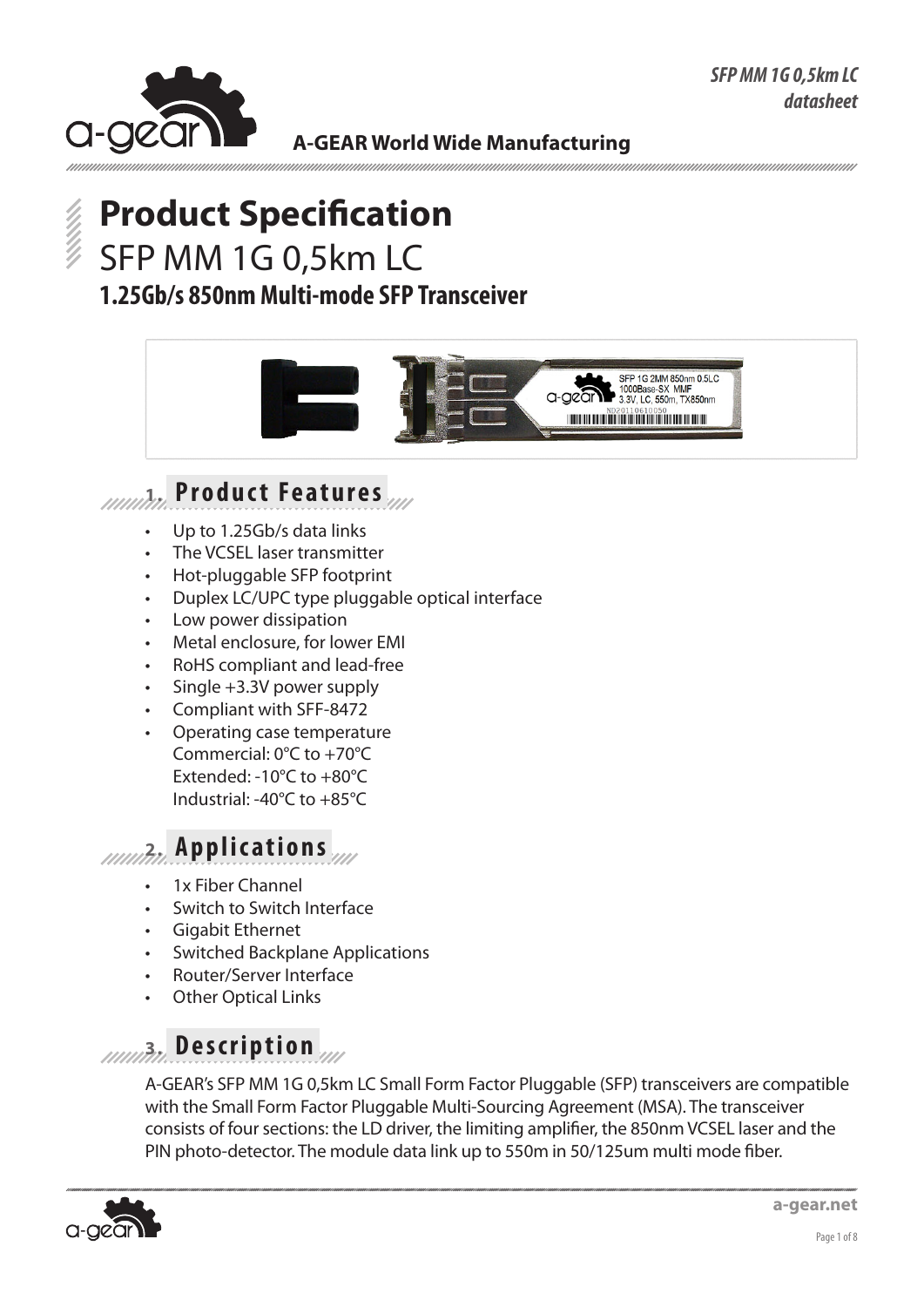A-GEAR World Wide Manufacturing

# Product Specification

## SFP MM 1G 0,5km LC

### 1.25Gb/s 850nm Multi-mode SFP Transceiver

## 1. Product Features

- Up to 1.25Gb/s data links
- The VCSEL laser transmitter
- Hot-pluggable SFP footprint
- Duplex LC/UPC type pluggable optical interface
- Low power dissipation
- Metal enclosure, for lower EMI
- RoHS compliant and lead-free
- Single +3.3V power supply
- Compliant with SFF-8472
- Operating case temperature  
  Commercial: 0°C to +70°C  
  Extended: -10°C to +80°C  
  Industrial: -40°C to +85°C

## 2. Applications

- 1x Fiber Channel
- Switch to Switch Interface
- Gigabit Ethernet
- Switched Backplane Applications
- Router/Server Interface
- Other Optical Links

## 3. Description

A-GEAR's SFP MM 1G 0,5km LC Small Form Factor Pluggable (SFP) transceivers are compatible with the Small Form Factor Pluggable Multi-Sourcing Agreement (MSA). The transceiver consists of four sections: the LD driver, the limiting amplifier, the 850nm VCSEL laser and the PIN photo-detector. The module data link up to 550m in 50/125um multi mode fiber.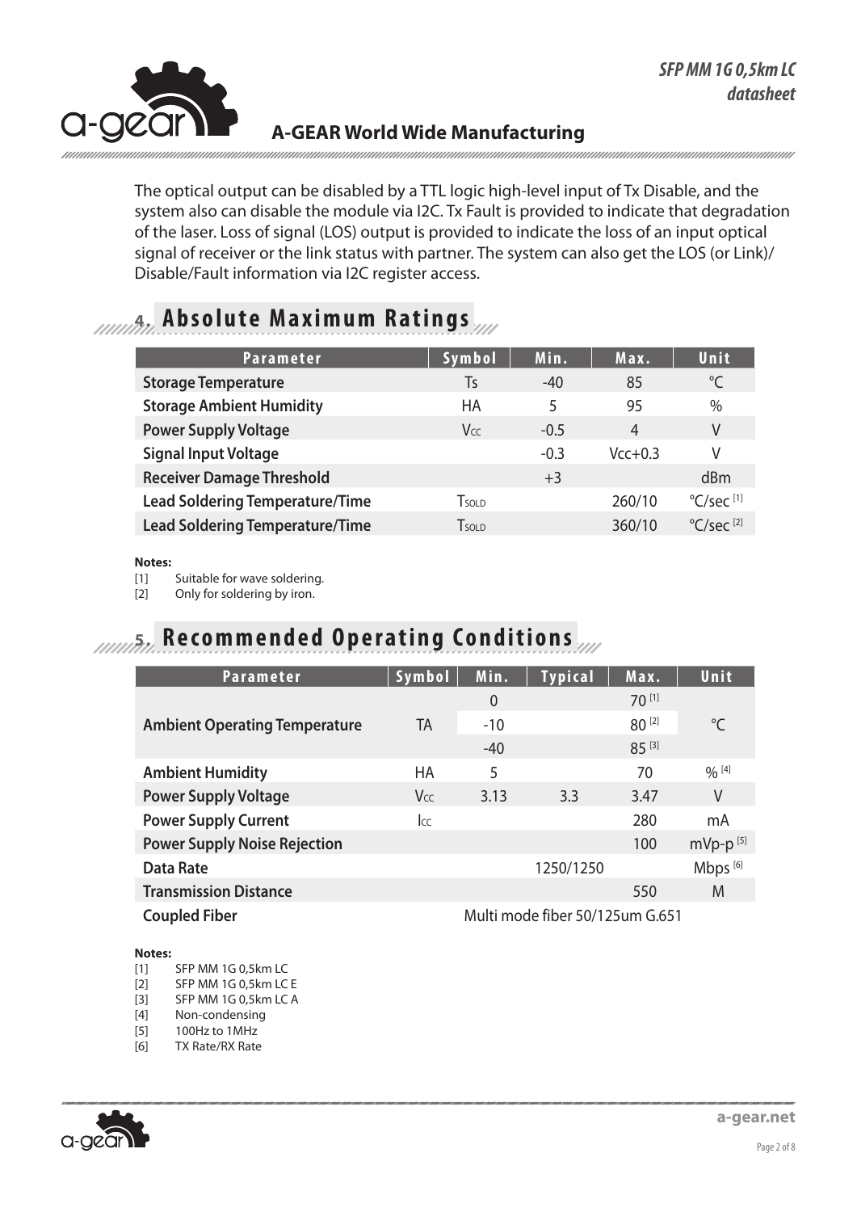The optical output can be disabled by a TTL logic high-level input of Tx Disable, and the system also can disable the module via I2C. Tx Fault is provided to indicate that degradation of the laser. Loss of signal (LOS) output is provided to indicate the loss of an input optical signal of receiver or the link status with partner. The system can also get the LOS (or Link)/ Disable/Fault information via I2C register access.

## 4. Absolute Maximum Ratings

| Parameter | Symbol | Min. | Max. | Unit |
|---|---|---|---|---|
| **Storage Temperature** | Ts | -40 | 85 | °C |
| **Storage Ambient Humidity** | HA | 5 | 95 | % |
| **Power Supply Voltage** | $V_{CC}$ | -0.5 | 4 | V |
| **Signal Input Voltage** | | -0.3 | Vcc+0.3 | V |
| **Receiver Damage Threshold** | | +3 | | dBm |
| **Lead Soldering Temperature/Time** | $T_{SOLD}$ | | 260/10 | °C/sec [1] |
| **Lead Soldering Temperature/Time** | $T_{SOLD}$ | | 360/10 | °C/sec [2] |

**Notes:**

[1] Suitable for wave soldering.
[2] Only for soldering by iron.

## 5. Recommended Operating Conditions

| Parameter | Symbol | Min. | Typical | Max. | Unit |
|---|---|---|---|---|---|
| **Ambient Operating Temperature** | TA | 0 | | 70 [1] | °C |
| | | -10 | | 80 [2] | |
| | | -40 | | 85 [3] | |
| **Ambient Humidity** | HA | 5 | | 70 | % [4] |
| **Power Supply Voltage** | $V_{CC}$ | 3.13 | 3.3 | 3.47 | V |
| **Power Supply Current** | $I_{CC}$ | | | 280 | mA |
| **Power Supply Noise Rejection** | | | | 100 | mVp-p [5] |
| **Data Rate** | | | 1250/1250 | | Mbps [6] |
| **Transmission Distance** | | | | 550 | M |
| **Coupled Fiber** | Multi mode fiber 50/125um G.651 | | | | |

**Notes:**

[1] SFP MM 1G 0,5km LC
[2] SFP MM 1G 0,5km LC E
[3] SFP MM 1G 0,5km LC A
[4] Non-condensing
[5] 100Hz to 1MHz
[6] TX Rate/RX Rate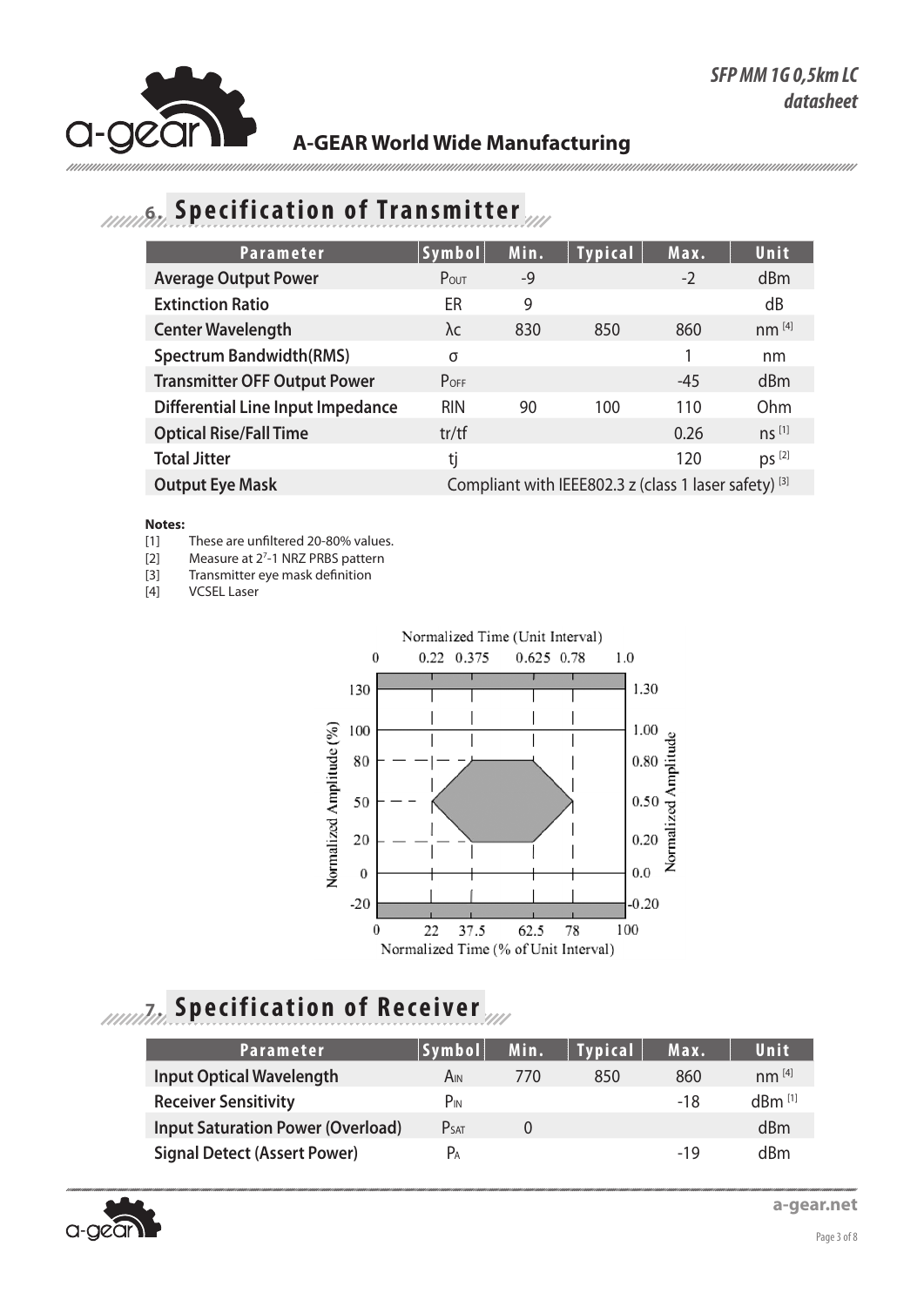## 6. Specification of Transmitter

| Parameter | Symbol | Min. | Typical | Max. | Unit |
|---|---|---|---|---|---|
| **Average Output Power** | $P_{OUT}$ | -9 | | -2 | dBm |
| **Extinction Ratio** | ER | 9 | | | dB |
| **Center Wavelength** | λc | 830 | 850 | 860 | nm [4] |
| **Spectrum Bandwidth(RMS)** | σ | | | 1 | nm |
| **Transmitter OFF Output Power** | $P_{OFF}$ | | | -45 | dBm |
| **Differential Line Input Impedance** | RIN | 90 | 100 | 110 | Ohm |
| **Optical Rise/Fall Time** | tr/tf | | | 0.26 | ns [1] |
| **Total Jitter** | tj | | | 120 | ps [2] |
| **Output Eye Mask** | Compliant with IEEE802.3 z (class 1 laser safety) [3] | | | | |

**Notes:**

[1] These are unfiltered 20-80% values.
[2] Measure at $2^7$-1 NRZ PRBS pattern
[3] Transmitter eye mask definition
[4] VCSEL Laser

## 7. Specification of Receiver

| Parameter | Symbol | Min. | Typical | Max. | Unit |
|---|---|---|---|---|---|
| **Input Optical Wavelength** | $\lambda_{IN}$ | 770 | 850 | 860 | nm [4] |
| **Receiver Sensitivity** | $P_{IN}$ | | | -18 | dBm [1] |
| **Input Saturation Power (Overload)** | $P_{SAT}$ | 0 | | | dBm |
| **Signal Detect (Assert Power)** | $P_A$ | | | -19 | dBm |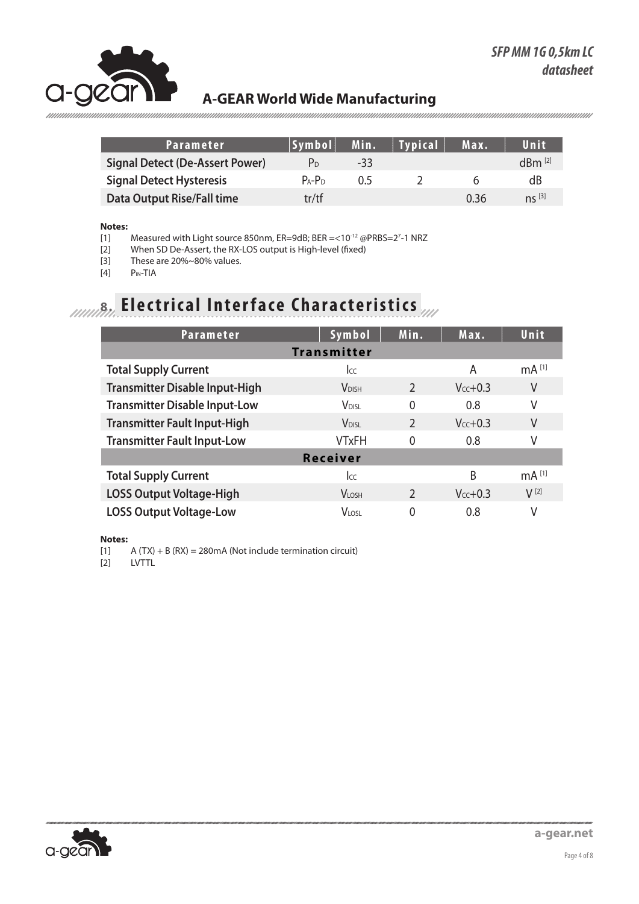| Parameter | Symbol | Min. | Typical | Max. | Unit |
|---|---|---|---|---|---|
| **Signal Detect (De-Assert Power)** | $P_D$ | -33 | | | dBm [2] |
| **Signal Detect Hysteresis** | $P_A$-$P_D$ | 0.5 | 2 | 6 | dB |
| **Data Output Rise/Fall time** | tr/tf | | | 0.36 | ns [3] |

**Notes:**

[1] Measured with Light source 850nm, ER=9dB; BER =<$10^{-12}$ @PRBS=$2^7$-1 NRZ

[2] When SD De-Assert, the RX-LOS output is High-level (fixed)

[3] These are 20%~80% values.

[4] $P_{IN}$-TIA

## 8. Electrical Interface Characteristics

| Parameter | Symbol | Min. | Max. | Unit |
|---|---|---|---|---|
| **Transmitter** | | | | |
| **Total Supply Current** | $I_{CC}$ | | A | mA [1] |
| **Transmitter Disable Input-High** | $V_{DISH}$ | 2 | $V_{CC}$+0.3 | V |
| **Transmitter Disable Input-Low** | $V_{DISL}$ | 0 | 0.8 | V |
| **Transmitter Fault Input-High** | $V_{DISL}$ | 2 | $V_{CC}$+0.3 | V |
| **Transmitter Fault Input-Low** | VTxFH | 0 | 0.8 | V |
| **Receiver** | | | | |
| **Total Supply Current** | $I_{CC}$ | | B | mA [1] |
| **LOSS Output Voltage-High** | $V_{LOSH}$ | 2 | $V_{CC}$+0.3 | V [2] |
| **LOSS Output Voltage-Low** | $V_{LOSL}$ | 0 | 0.8 | V |

**Notes:**

[1] A (TX) + B (RX) = 280mA (Not include termination circuit)

[2] LVTTL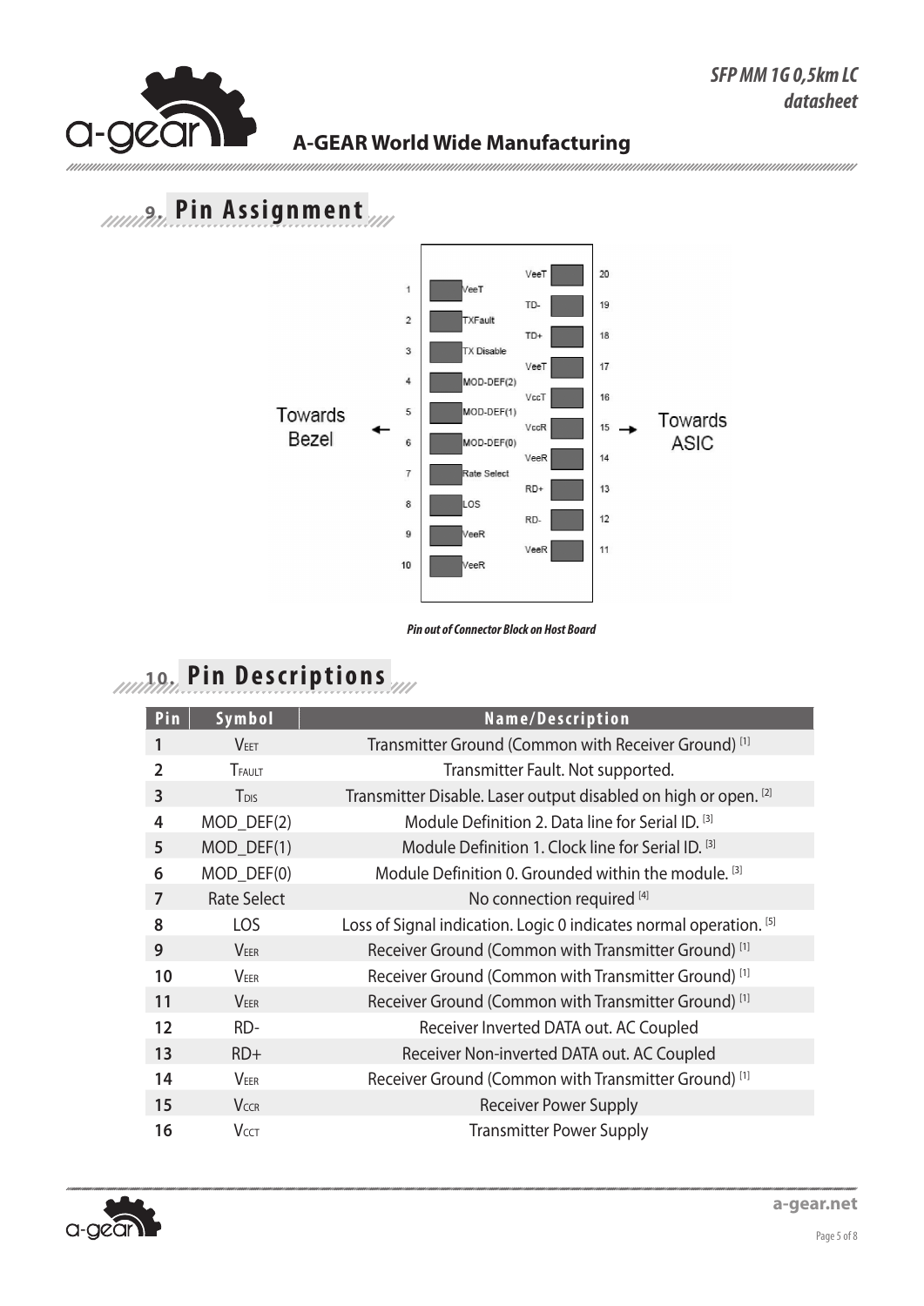## 9. Pin Assignment

| Pin | Name | | Name | Pin |
|---|---|---|---|---|
| 1 | VeeT | | VeeT | 20 |
| 2 | TXFault | | TD- | 19 |
| 3 | TX Disable | | TD+ | 18 |
| 4 | MOD-DEF(2) | | VeeT | 17 |
| 5 | MOD-DEF(1) | | VccT | 16 |
| 6 | MOD-DEF(0) | | VccR | 15 |
| 7 | Rate Select | | VeeR | 14 |
| 8 | LOS | | RD+ | 13 |
| 9 | VeeR | | RD- | 12 |
| 10 | VeeR | | VeeR | 11 |

Towards Bezel ← → Towards ASIC

*Pin out of Connector Block on Host Board*

## 10. Pin Descriptions

| Pin | Symbol | Name/Description |
|---|---|---|
| 1 | $V_{EET}$ | Transmitter Ground (Common with Receiver Ground) [1] |
| 2 | $T_{FAULT}$ | Transmitter Fault. Not supported. |
| 3 | $T_{DIS}$ | Transmitter Disable. Laser output disabled on high or open. [2] |
| 4 | MOD_DEF(2) | Module Definition 2. Data line for Serial ID. [3] |
| 5 | MOD_DEF(1) | Module Definition 1. Clock line for Serial ID. [3] |
| 6 | MOD_DEF(0) | Module Definition 0. Grounded within the module. [3] |
| 7 | Rate Select | No connection required [4] |
| 8 | LOS | Loss of Signal indication. Logic 0 indicates normal operation. [5] |
| 9 | $V_{EER}$ | Receiver Ground (Common with Transmitter Ground) [1] |
| 10 | $V_{EER}$ | Receiver Ground (Common with Transmitter Ground) [1] |
| 11 | $V_{EER}$ | Receiver Ground (Common with Transmitter Ground) [1] |
| 12 | RD- | Receiver Inverted DATA out. AC Coupled |
| 13 | RD+ | Receiver Non-inverted DATA out. AC Coupled |
| 14 | $V_{EER}$ | Receiver Ground (Common with Transmitter Ground) [1] |
| 15 | $V_{CCR}$ | Receiver Power Supply |
| 16 | $V_{CCT}$ | Transmitter Power Supply |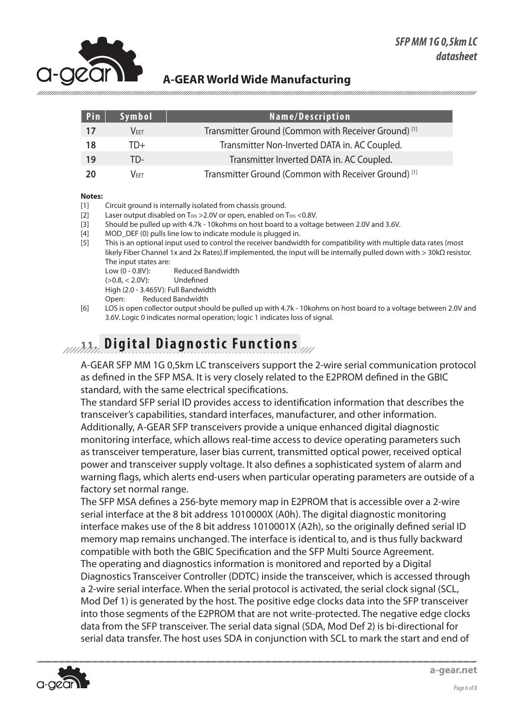| Pin | Symbol | Name/Description |
|---|---|---|
| 17 | $V_{EET}$ | Transmitter Ground (Common with Receiver Ground) [1] |
| 18 | TD+ | Transmitter Non-Inverted DATA in. AC Coupled. |
| 19 | TD- | Transmitter Inverted DATA in. AC Coupled. |
| 20 | $V_{EET}$ | Transmitter Ground (Common with Receiver Ground) [1] |

**Notes:**

[1] Circuit ground is internally isolated from chassis ground.

[2] Laser output disabled on $T_{DIS}$ >2.0V or open, enabled on $T_{DIS}$ <0.8V.

[3] Should be pulled up with 4.7k - 10kohms on host board to a voltage between 2.0V and 3.6V.

[4] MOD_DEF (0) pulls line low to indicate module is plugged in.

[5] This is an optional input used to control the receiver bandwidth for compatibility with multiple data rates (most likely Fiber Channel 1x and 2x Rates).If implemented, the input will be internally pulled down with > 30kΩ resistor. The input states are:
Low (0 - 0.8V): Reduced Bandwidth
(>0.8, < 2.0V): Undefined
High (2.0 - 3.465V): Full Bandwidth
Open: Reduced Bandwidth

[6] LOS is open collector output should be pulled up with 4.7k - 10kohms on host board to a voltage between 2.0V and 3.6V. Logic 0 indicates normal operation; logic 1 indicates loss of signal.

## 11. Digital Diagnostic Functions

A-GEAR SFP MM 1G 0,5km LC transceivers support the 2-wire serial communication protocol as defined in the SFP MSA. It is very closely related to the E2PROM defined in the GBIC standard, with the same electrical specifications.

The standard SFP serial ID provides access to identification information that describes the transceiver's capabilities, standard interfaces, manufacturer, and other information. Additionally, A-GEAR SFP transceivers provide a unique enhanced digital diagnostic monitoring interface, which allows real-time access to device operating parameters such as transceiver temperature, laser bias current, transmitted optical power, received optical power and transceiver supply voltage. It also defines a sophisticated system of alarm and warning flags, which alerts end-users when particular operating parameters are outside of a factory set normal range.

The SFP MSA defines a 256-byte memory map in E2PROM that is accessible over a 2-wire serial interface at the 8 bit address 1010000X (A0h). The digital diagnostic monitoring interface makes use of the 8 bit address 1010001X (A2h), so the originally defined serial ID memory map remains unchanged. The interface is identical to, and is thus fully backward compatible with both the GBIC Specification and the SFP Multi Source Agreement.

The operating and diagnostics information is monitored and reported by a Digital Diagnostics Transceiver Controller (DDTC) inside the transceiver, which is accessed through a 2-wire serial interface. When the serial protocol is activated, the serial clock signal (SCL, Mod Def 1) is generated by the host. The positive edge clocks data into the SFP transceiver into those segments of the E2PROM that are not write-protected. The negative edge clocks data from the SFP transceiver. The serial data signal (SDA, Mod Def 2) is bi-directional for serial data transfer. The host uses SDA in conjunction with SCL to mark the start and end of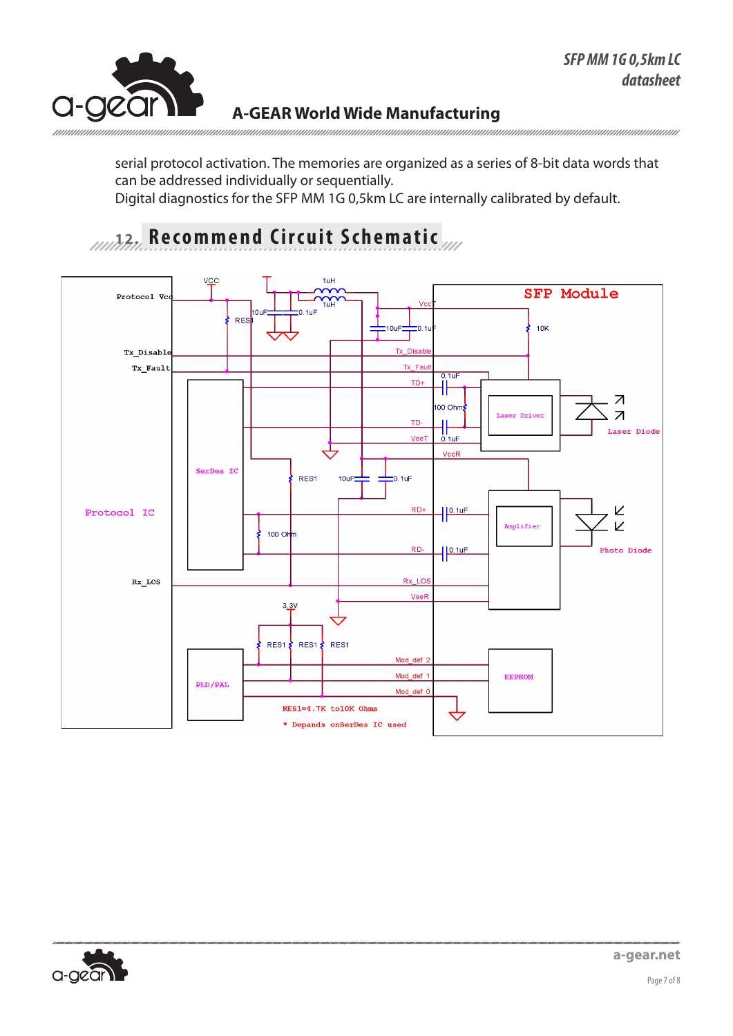serial protocol activation. The memories are organized as a series of 8-bit data words that can be addressed individually or sequentially.
Digital diagnostics for the SFP MM 1G 0,5km LC are internally calibrated by default.

## 12. Recommend Circuit Schematic

VCC 1uH 1uH Protocol Vcc RES 10uF 0.1uF VccT 10uF 0.1uF SFP Module 10K Tx_Disable Tx_Disable Tx_Fault Tx_Fault 0.1uF TD+ 100 Ohm Laser Driver Laser Diode TD- VeeT 0.1uF VccR SerDes IC RES1 10uF 0.1uF Protocol IC RD+ 0.1uF Amplifier Photo Diode 100 Ohm RD- 0.1uF Rx_LOS Rx_LOS VeeR 3.3V RES1 RES1 RES1 Mod_def 2 Mod_def 1 EEPROM PLD/PAL Mod_def 0

RES1=4.7K to10K Ohms

\* Depands onSerDes IC used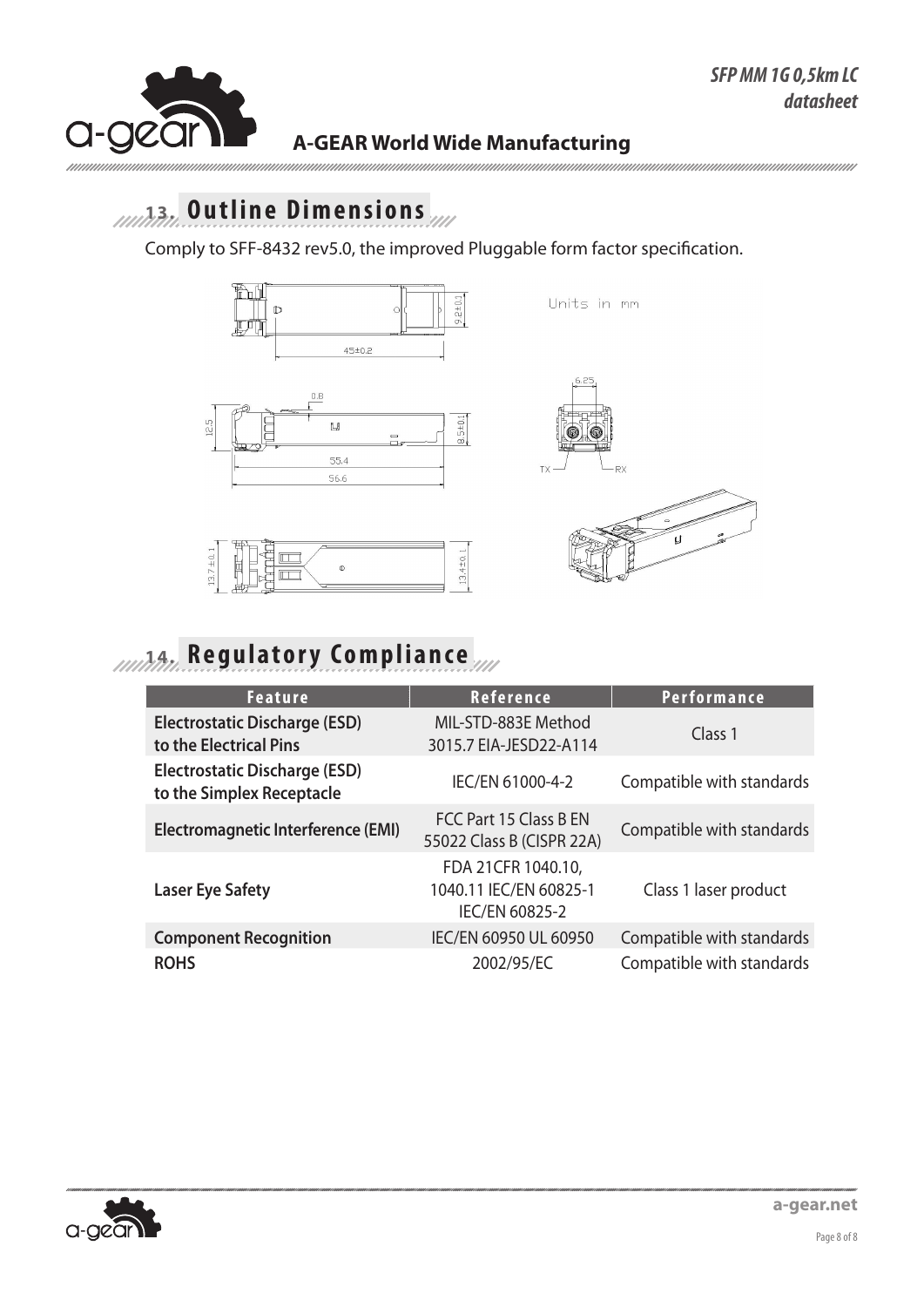## 13. Outline Dimensions

Comply to SFF-8432 rev5.0, the improved Pluggable form factor specification.

Units in mm

45±0.2

9.2±0.1

0.8

12.5

8.5±0.1

55.4

56.6

6.25

TX

RX

13.7±0.1

13.4±0.1

## 14. Regulatory Compliance

| Feature | Reference | Performance |
|---|---|---|
| **Electrostatic Discharge (ESD) to the Electrical Pins** | MIL-STD-883E Method 3015.7 EIA-JESD22-A114 | Class 1 |
| **Electrostatic Discharge (ESD) to the Simplex Receptacle** | IEC/EN 61000-4-2 | Compatible with standards |
| **Electromagnetic Interference (EMI)** | FCC Part 15 Class B EN 55022 Class B (CISPR 22A) | Compatible with standards |
| **Laser Eye Safety** | FDA 21CFR 1040.10, 1040.11 IEC/EN 60825-1 IEC/EN 60825-2 | Class 1 laser product |
| **Component Recognition** | IEC/EN 60950 UL 60950 | Compatible with standards |
| **ROHS** | 2002/95/EC | Compatible with standards |